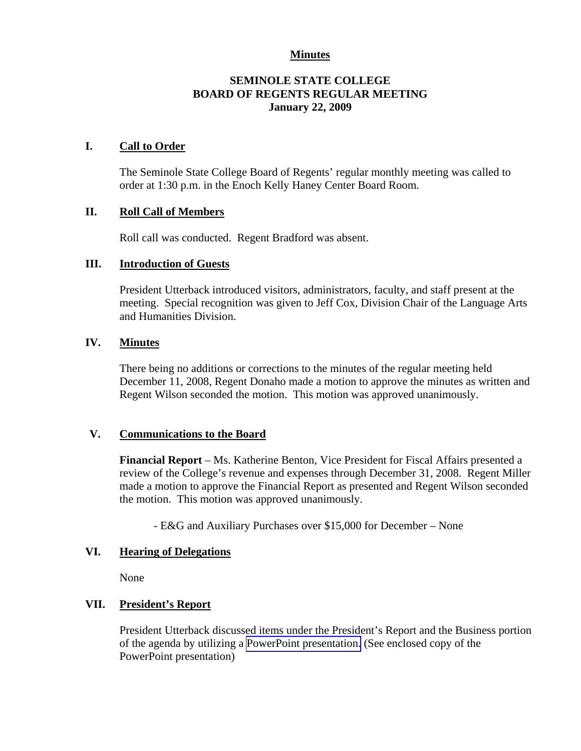# Minutes

## SEMINOLE STATE COLLEGE
## BOARD OF REGENTS REGULAR MEETING
## January 22, 2009

### I. Call to Order

The Seminole State College Board of Regents' regular monthly meeting was called to order at 1:30 p.m. in the Enoch Kelly Haney Center Board Room.

### II. Roll Call of Members

Roll call was conducted. Regent Bradford was absent.

### III. Introduction of Guests

President Utterback introduced visitors, administrators, faculty, and staff present at the meeting. Special recognition was given to Jeff Cox, Division Chair of the Language Arts and Humanities Division.

### IV. Minutes

There being no additions or corrections to the minutes of the regular meeting held December 11, 2008, Regent Donaho made a motion to approve the minutes as written and Regent Wilson seconded the motion. This motion was approved unanimously.

### V. Communications to the Board

**Financial Report** – Ms. Katherine Benton, Vice President for Fiscal Affairs presented a review of the College's revenue and expenses through December 31, 2008. Regent Miller made a motion to approve the Financial Report as presented and Regent Wilson seconded the motion. This motion was approved unanimously.

- E&G and Auxiliary Purchases over $15,000 for December – None

### VI. Hearing of Delegations

None

### VII. President's Report

President Utterback discussed items under the President's Report and the Business portion of the agenda by utilizing a PowerPoint presentation. (See enclosed copy of the PowerPoint presentation)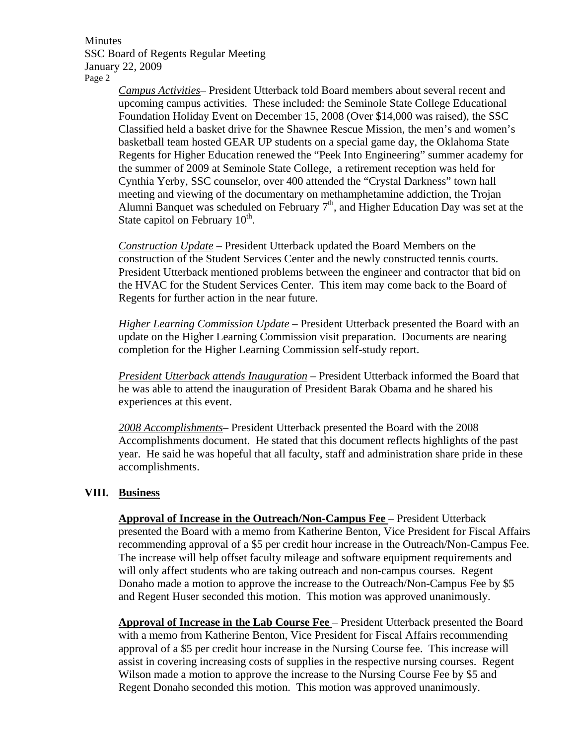*Campus Activities*– President Utterback told Board members about several recent and upcoming campus activities. These included: the Seminole State College Educational Foundation Holiday Event on December 15, 2008 (Over $14,000 was raised), the SSC Classified held a basket drive for the Shawnee Rescue Mission, the men's and women's basketball team hosted GEAR UP students on a special game day, the Oklahoma State Regents for Higher Education renewed the "Peek Into Engineering" summer academy for the summer of 2009 at Seminole State College, a retirement reception was held for Cynthia Yerby, SSC counselor, over 400 attended the "Crystal Darkness" town hall meeting and viewing of the documentary on methamphetamine addiction, the Trojan Alumni Banquet was scheduled on February 7th, and Higher Education Day was set at the State capitol on February 10th.

*Construction Update* – President Utterback updated the Board Members on the construction of the Student Services Center and the newly constructed tennis courts. President Utterback mentioned problems between the engineer and contractor that bid on the HVAC for the Student Services Center. This item may come back to the Board of Regents for further action in the near future.

*Higher Learning Commission Update* – President Utterback presented the Board with an update on the Higher Learning Commission visit preparation. Documents are nearing completion for the Higher Learning Commission self-study report.

*President Utterback attends Inauguration* – President Utterback informed the Board that he was able to attend the inauguration of President Barak Obama and he shared his experiences at this event.

*2008 Accomplishments*– President Utterback presented the Board with the 2008 Accomplishments document. He stated that this document reflects highlights of the past year. He said he was hopeful that all faculty, staff and administration share pride in these accomplishments.

## VIII. Business

**Approval of Increase in the Outreach/Non-Campus Fee** – President Utterback presented the Board with a memo from Katherine Benton, Vice President for Fiscal Affairs recommending approval of a $5 per credit hour increase in the Outreach/Non-Campus Fee. The increase will help offset faculty mileage and software equipment requirements and will only affect students who are taking outreach and non-campus courses. Regent Donaho made a motion to approve the increase to the Outreach/Non-Campus Fee by $5 and Regent Huser seconded this motion. This motion was approved unanimously.

**Approval of Increase in the Lab Course Fee** – President Utterback presented the Board with a memo from Katherine Benton, Vice President for Fiscal Affairs recommending approval of a $5 per credit hour increase in the Nursing Course fee. This increase will assist in covering increasing costs of supplies in the respective nursing courses. Regent Wilson made a motion to approve the increase to the Nursing Course Fee by $5 and Regent Donaho seconded this motion. This motion was approved unanimously.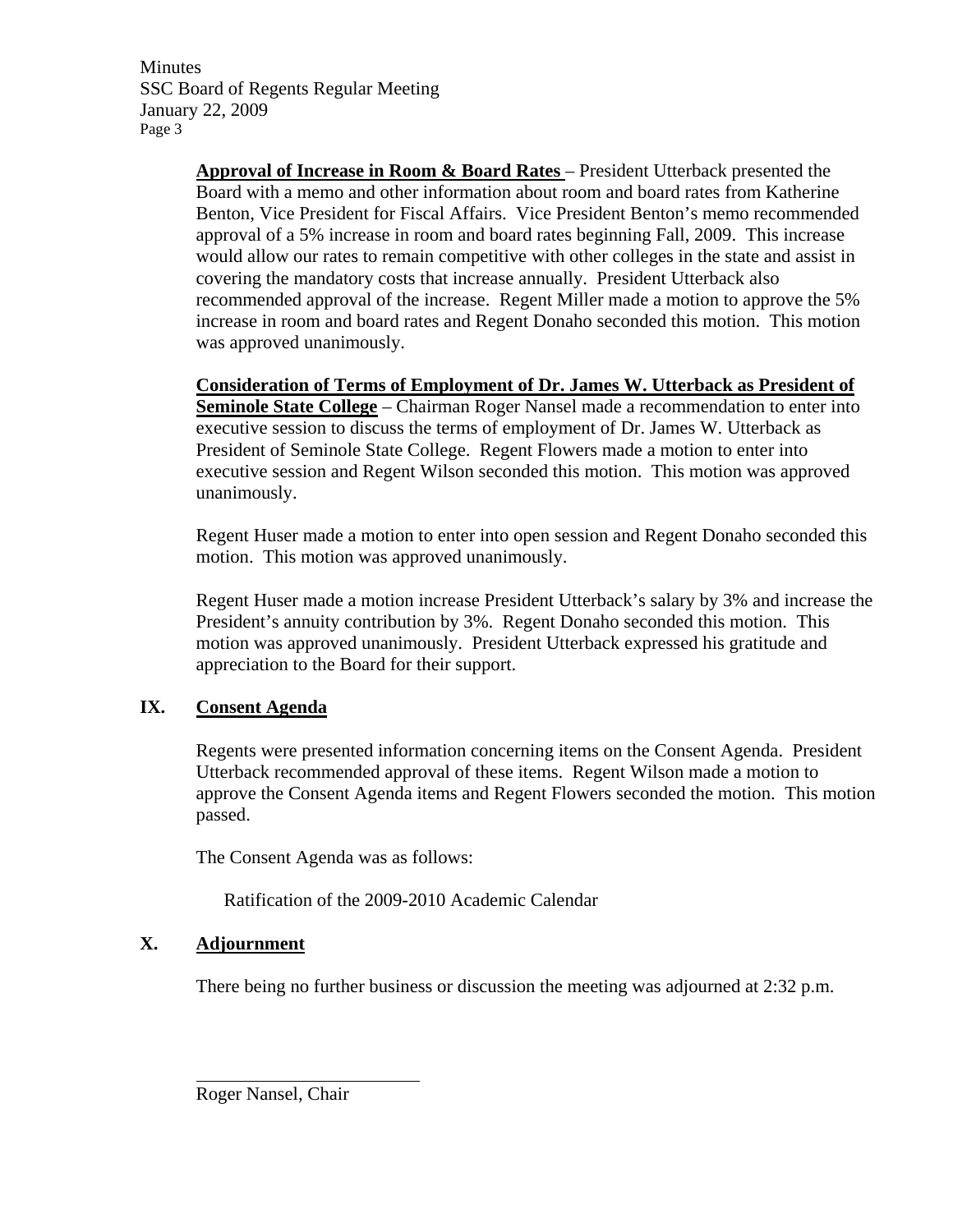**Approval of Increase in Room & Board Rates** – President Utterback presented the Board with a memo and other information about room and board rates from Katherine Benton, Vice President for Fiscal Affairs. Vice President Benton's memo recommended approval of a 5% increase in room and board rates beginning Fall, 2009. This increase would allow our rates to remain competitive with other colleges in the state and assist in covering the mandatory costs that increase annually. President Utterback also recommended approval of the increase. Regent Miller made a motion to approve the 5% increase in room and board rates and Regent Donaho seconded this motion. This motion was approved unanimously.

**Consideration of Terms of Employment of Dr. James W. Utterback as President of Seminole State College** – Chairman Roger Nansel made a recommendation to enter into executive session to discuss the terms of employment of Dr. James W. Utterback as President of Seminole State College. Regent Flowers made a motion to enter into executive session and Regent Wilson seconded this motion. This motion was approved unanimously.

Regent Huser made a motion to enter into open session and Regent Donaho seconded this motion. This motion was approved unanimously.

Regent Huser made a motion increase President Utterback's salary by 3% and increase the President's annuity contribution by 3%. Regent Donaho seconded this motion. This motion was approved unanimously. President Utterback expressed his gratitude and appreciation to the Board for their support.

## IX. Consent Agenda

Regents were presented information concerning items on the Consent Agenda. President Utterback recommended approval of these items. Regent Wilson made a motion to approve the Consent Agenda items and Regent Flowers seconded the motion. This motion passed.

The Consent Agenda was as follows:

Ratification of the 2009-2010 Academic Calendar

## X. Adjournment

There being no further business or discussion the meeting was adjourned at 2:32 p.m.

Roger Nansel, Chair